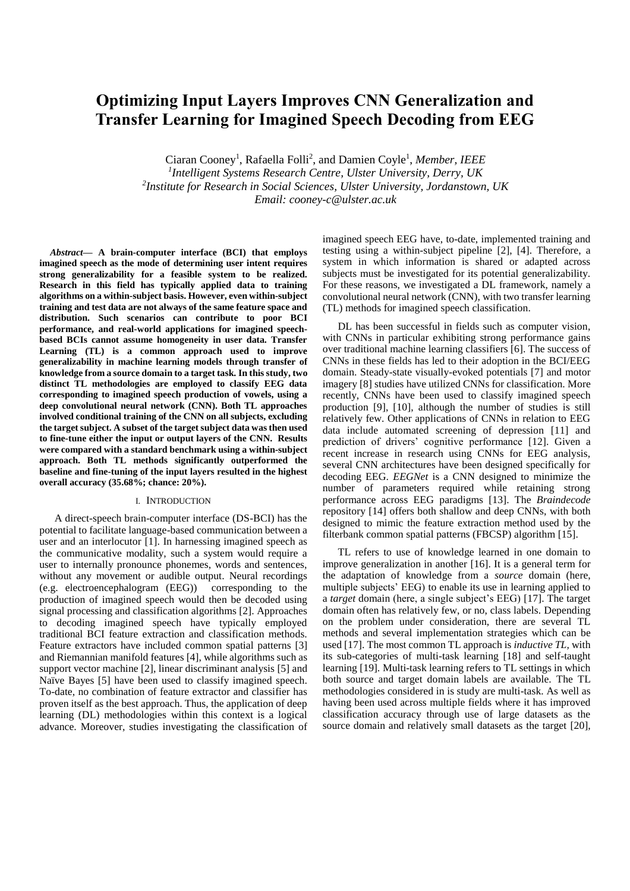# Optimizing Input Layers Improves CNN Generalization and Transfer Learning for Imagined Speech Decoding from EEG

Ciaran Cooney[1], Rafaella Folli[2], and Damien Coyle[1], *Member, IEEE*

[1]*Intelligent Systems Research Centre, Ulster University, Derry, UK*

[2]*Institute for Research in Social Sciences, Ulster University, Jordanstown, UK*

*Email: cooney-c@ulster.ac.uk*

***Abstract*— A brain-computer interface (BCI) that employs imagined speech as the mode of determining user intent requires strong generalizability for a feasible system to be realized. Research in this field has typically applied data to training algorithms on a within-subject basis. However, even within-subject training and test data are not always of the same feature space and distribution. Such scenarios can contribute to poor BCI performance, and real-world applications for imagined speech-based BCIs cannot assume homogeneity in user data. Transfer Learning (TL) is a common approach used to improve generalizability in machine learning models through transfer of knowledge from a source domain to a target task. In this study, two distinct TL methodologies are employed to classify EEG data corresponding to imagined speech production of vowels, using a deep convolutional neural network (CNN). Both TL approaches involved conditional training of the CNN on all subjects, excluding the target subject. A subset of the target subject data was then used to fine-tune either the input or output layers of the CNN. Results were compared with a standard benchmark using a within-subject approach. Both TL methods significantly outperformed the baseline and fine-tuning of the input layers resulted in the highest overall accuracy (35.68%; chance: 20%).**

## I. Introduction

A direct-speech brain-computer interface (DS-BCI) has the potential to facilitate language-based communication between a user and an interlocutor [1]. In harnessing imagined speech as the communicative modality, such a system would require a user to internally pronounce phonemes, words and sentences, without any movement or audible output. Neural recordings (e.g. electroencephalogram (EEG)) corresponding to the production of imagined speech would then be decoded using signal processing and classification algorithms [2]. Approaches to decoding imagined speech have typically employed traditional BCI feature extraction and classification methods. Feature extractors have included common spatial patterns [3] and Riemannian manifold features [4], while algorithms such as support vector machine [2], linear discriminant analysis [5] and Naïve Bayes [5] have been used to classify imagined speech. To-date, no combination of feature extractor and classifier has proven itself as the best approach. Thus, the application of deep learning (DL) methodologies within this context is a logical advance. Moreover, studies investigating the classification of imagined speech EEG have, to-date, implemented training and testing using a within-subject pipeline [2], [4]. Therefore, a system in which information is shared or adapted across subjects must be investigated for its potential generalizability. For these reasons, we investigated a DL framework, namely a convolutional neural network (CNN), with two transfer learning (TL) methods for imagined speech classification.

DL has been successful in fields such as computer vision, with CNNs in particular exhibiting strong performance gains over traditional machine learning classifiers [6]. The success of CNNs in these fields has led to their adoption in the BCI/EEG domain. Steady-state visually-evoked potentials [7] and motor imagery [8] studies have utilized CNNs for classification. More recently, CNNs have been used to classify imagined speech production [9], [10], although the number of studies is still relatively few. Other applications of CNNs in relation to EEG data include automated screening of depression [11] and prediction of drivers' cognitive performance [12]. Given a recent increase in research using CNNs for EEG analysis, several CNN architectures have been designed specifically for decoding EEG. *EEGNet* is a CNN designed to minimize the number of parameters required while retaining strong performance across EEG paradigms [13]. The *Braindecode* repository [14] offers both shallow and deep CNNs, with both designed to mimic the feature extraction method used by the filterbank common spatial patterns (FBCSP) algorithm [15].

TL refers to use of knowledge learned in one domain to improve generalization in another [16]. It is a general term for the adaptation of knowledge from a *source* domain (here, multiple subjects' EEG) to enable its use in learning applied to a *target* domain (here, a single subject's EEG) [17]. The target domain often has relatively few, or no, class labels. Depending on the problem under consideration, there are several TL methods and several implementation strategies which can be used [17]. The most common TL approach is *inductive TL*, with its sub-categories of multi-task learning [18] and self-taught learning [19]. Multi-task learning refers to TL settings in which both source and target domain labels are available. The TL methodologies considered in is study are multi-task. As well as having been used across multiple fields where it has improved classification accuracy through use of large datasets as the source domain and relatively small datasets as the target [20],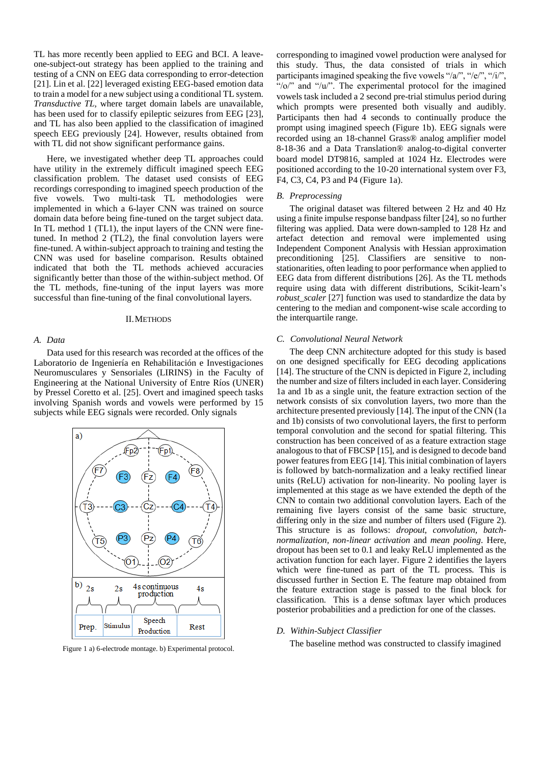TL has more recently been applied to EEG and BCI. A leave-one-subject-out strategy has been applied to the training and testing of a CNN on EEG data corresponding to error-detection [21]. Lin et al. [22] leveraged existing EEG-based emotion data to train a model for a new subject using a conditional TL system. *Transductive TL*, where target domain labels are unavailable, has been used for to classify epileptic seizures from EEG [23], and TL has also been applied to the classification of imagined speech EEG previously [24]. However, results obtained from with TL did not show significant performance gains.

Here, we investigated whether deep TL approaches could have utility in the extremely difficult imagined speech EEG classification problem. The dataset used consists of EEG recordings corresponding to imagined speech production of the five vowels. Two multi-task TL methodologies were implemented in which a 6-layer CNN was trained on source domain data before being fine-tuned on the target subject data. In TL method 1 (TL1), the input layers of the CNN were fine-tuned. In method 2 (TL2), the final convolution layers were fine-tuned. A within-subject approach to training and testing the CNN was used for baseline comparison. Results obtained indicated that both the TL methods achieved accuracies significantly better than those of the within-subject method. Of the TL methods, fine-tuning of the input layers was more successful than fine-tuning of the final convolutional layers.

## II. Methods

### A. Data

Data used for this research was recorded at the offices of the Laboratorio de Ingeniería en Rehabilitación e Investigaciones Neuromusculares y Sensoriales (LIRINS) in the Faculty of Engineering at the National University of Entre Ríos (UNER) by Pressel Coretto et al. [25]. Overt and imagined speech tasks involving Spanish words and vowels were performed by 15 subjects while EEG signals were recorded. Only signals corresponding to imagined vowel production were analysed for this study. Thus, the data consisted of trials in which participants imagined speaking the five vowels "/a/", "/e/", "/i/", "/o/" and "/u/". The experimental protocol for the imagined vowels task included a 2 second pre-trial stimulus period during which prompts were presented both visually and audibly. Participants then had 4 seconds to continually produce the prompt using imagined speech (Figure 1b). EEG signals were recorded using an 18-channel Grass® analog amplifier model 8-18-36 and a Data Translation® analog-to-digital converter board model DT9816, sampled at 1024 Hz. Electrodes were positioned according to the 10-20 international system over F3, F4, C3, C4, P3 and P4 (Figure 1a).

Figure 1 a) 6-electrode montage. b) Experimental protocol.

### B. Preprocessing

The original dataset was filtered between 2 Hz and 40 Hz using a finite impulse response bandpass filter [24], so no further filtering was applied. Data were down-sampled to 128 Hz and artefact detection and removal were implemented using Independent Component Analysis with Hessian approximation preconditioning [25]. Classifiers are sensitive to non-stationarities, often leading to poor performance when applied to EEG data from different distributions [26]. As the TL methods require using data with different distributions, Scikit-learn's *robust_scaler* [27] function was used to standardize the data by centering to the median and component-wise scale according to the interquartile range.

### C. Convolutional Neural Network

The deep CNN architecture adopted for this study is based on one designed specifically for EEG decoding applications [14]. The structure of the CNN is depicted in Figure 2, including the number and size of filters included in each layer. Considering 1a and 1b as a single unit, the feature extraction section of the network consists of six convolution layers, two more than the architecture presented previously [14]. The input of the CNN (1a and 1b) consists of two convolutional layers, the first to perform temporal convolution and the second for spatial filtering. This construction has been conceived of as a feature extraction stage analogous to that of FBCSP [15], and is designed to decode band power features from EEG [14]. This initial combination of layers is followed by batch-normalization and a leaky rectified linear units (ReLU) activation for non-linearity. No pooling layer is implemented at this stage as we have extended the depth of the CNN to contain two additional convolution layers. Each of the remaining five layers consist of the same basic structure, differing only in the size and number of filters used (Figure 2). This structure is as follows: *dropout, convolution, batch-normalization, non-linear activation* and *mean pooling*. Here, dropout has been set to 0.1 and leaky ReLU implemented as the activation function for each layer. Figure 2 identifies the layers which were fine-tuned as part of the TL process. This is discussed further in Section E. The feature map obtained from the feature extraction stage is passed to the final block for classification. This is a dense softmax layer which produces posterior probabilities and a prediction for one of the classes.

### D. Within-Subject Classifier

The baseline method was constructed to classify imagined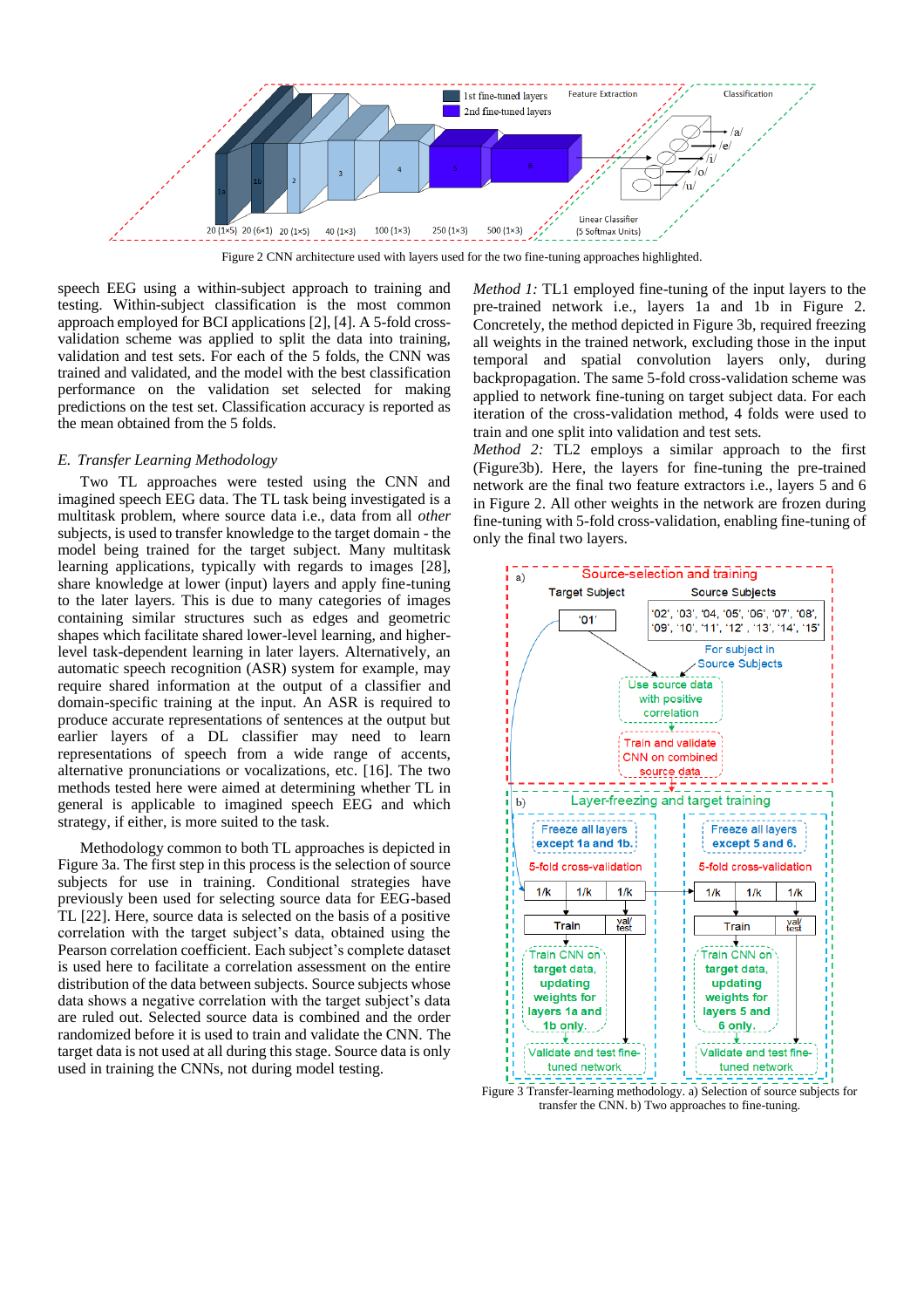1st fine-tuned layers
2nd fine-tuned layers
Feature Extraction
Classification
1a 1b 2 3 4 5 6
20 (1×5) 20 (6×1) 20 (1×5) 40 (1×3) 100 (1×3) 250 (1×3) 500 (1×3)
/a/ /e/ /i/ /o/ /u/
Linear Classifier (5 Softmax Units)

Figure 2 CNN architecture used with layers used for the two fine-tuning approaches highlighted.

speech EEG using a within-subject approach to training and testing. Within-subject classification is the most common approach employed for BCI applications [2], [4]. A 5-fold cross-validation scheme was applied to split the data into training, validation and test sets. For each of the 5 folds, the CNN was trained and validated, and the model with the best classification performance on the validation set selected for making predictions on the test set. Classification accuracy is reported as the mean obtained from the 5 folds.

### *E. Transfer Learning Methodology*

Two TL approaches were tested using the CNN and imagined speech EEG data. The TL task being investigated is a multitask problem, where source data i.e., data from all *other* subjects, is used to transfer knowledge to the target domain - the model being trained for the target subject. Many multitask learning applications, typically with respect to images [28], share knowledge at lower (input) layers and apply fine-tuning to the later layers. This is due to many categories of images containing similar structures such as edges and geometric shapes which facilitate shared lower-level learning, and higher-level task-dependent learning in later layers. Alternatively, an automatic speech recognition (ASR) system for example, may require shared information at the output of a classifier and domain-specific training at the input. An ASR is required to produce accurate representations of sentences at the output but earlier layers of a DL classifier may need to learn representations of speech from a wide range of accents, alternative pronunciations or vocalizations, etc. [16]. The two methods tested here were aimed at determining whether TL in general is applicable to imagined speech EEG and which strategy, if either, is more suited to the task.

Methodology common to both TL approaches is depicted in Figure 3a. The first step in this process is the selection of source subjects for use in training. Conditional strategies have previously been used for selecting source data for EEG-based TL [22]. Here, source data is selected on the basis of a positive correlation with the target subject's data, obtained using the Pearson correlation coefficient. Each subject's complete dataset is used here to facilitate a correlation assessment on the entire distribution of the data between subjects. Source subjects whose data shows a negative correlation with the target subject's data are ruled out. Selected source data is combined and the order randomized before it is used to train and validate the CNN. The target data is not used at all during this stage. Source data is only used in training the CNNs, not during model testing.

*Method 1:* TL1 employed fine-tuning of the input layers to the pre-trained network i.e., layers 1a and 1b in Figure 2. Concretely, the method depicted in Figure 3b, required freezing all weights in the trained network, excluding those in the input temporal and spatial convolution layers only, during backpropagation. The same 5-fold cross-validation scheme was applied to network fine-tuning on target subject data. For each iteration of the cross-validation method, 4 folds were used to train and one split into validation and test sets.

*Method 2:* TL2 employs a similar approach to the first (Figure3b). Here, the layers for fine-tuning the pre-trained network are the final two feature extractors i.e., layers 5 and 6 in Figure 2. All other weights in the network are frozen during fine-tuning with 5-fold cross-validation, enabling fine-tuning of only the final two layers.

a) Source-selection and training
Target Subject
Source Subjects
'01'
'02', '03', '04, '05', '06', '07', '08', '09', '10', '11', '12' , '13', '14', '15'
For subject in Source Subjects
Use source data with positive correlation
Train and validate CNN on combined source data

b) Layer-freezing and target training
Freeze all layers except 1a and 1b.
5-fold cross-validation
1/k 1/k 1/k
Train val/test
Train CNN on target data, updating weights for layers 1a and 1b only.
Validate and test fine-tuned network
Freeze all layers except 5 and 6.
5-fold cross-validation
1/k 1/k 1/k
Train val/test
Train CNN on target data, updating weights for layers 5 and 6 only.
Validate and test fine-tuned network

Figure 3 Transfer-learning methodology. a) Selection of source subjects for transfer the CNN. b) Two approaches to fine-tuning.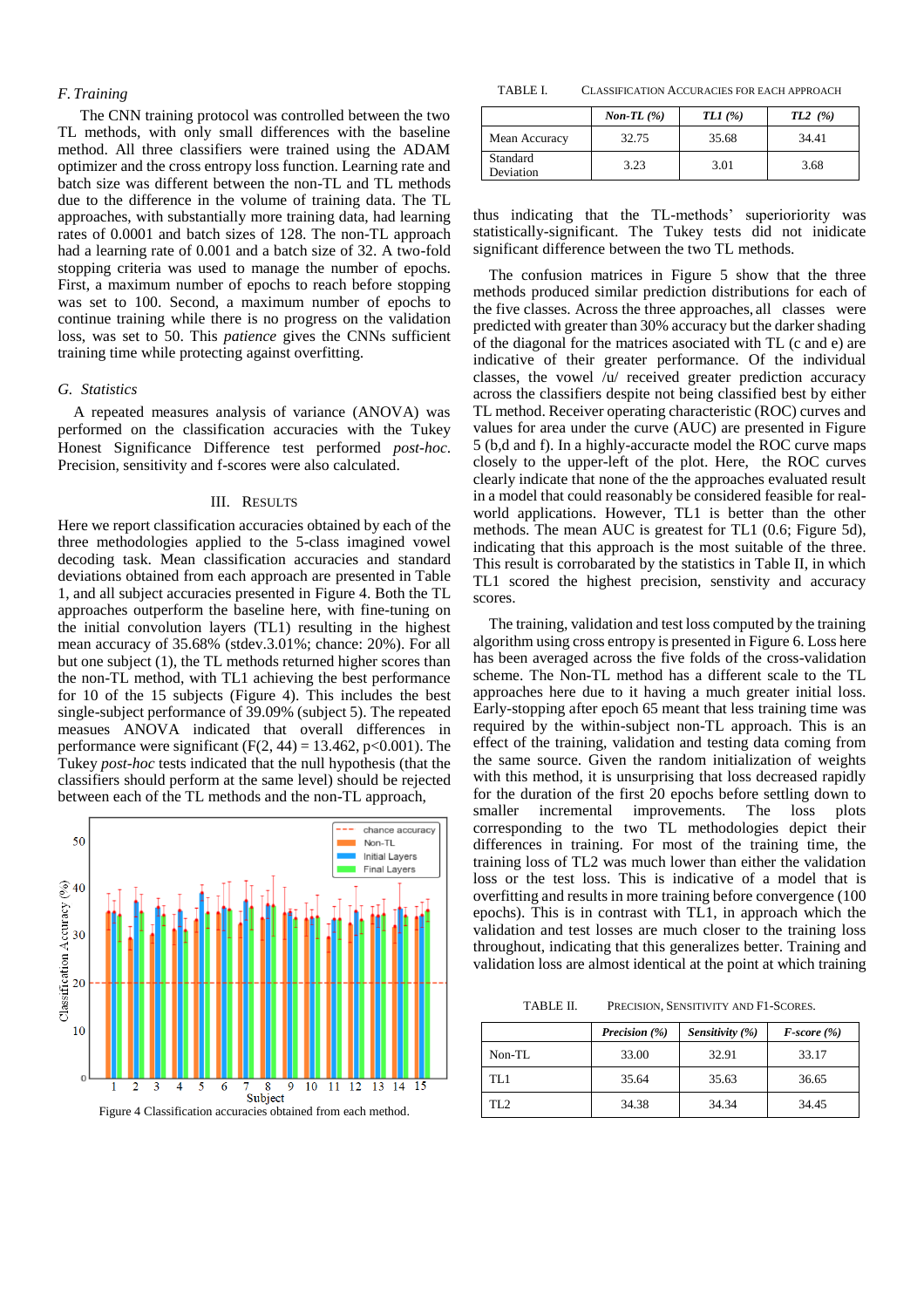### F. Training

The CNN training protocol was controlled between the two TL methods, with only small differences with the baseline method. All three classifiers were trained using the ADAM optimizer and the cross entropy loss function. Learning rate and batch size was different between the non-TL and TL methods due to the difference in the volume of training data. The TL approaches, with substantially more training data, had learning rates of 0.0001 and batch sizes of 128. The non-TL approach had a learning rate of 0.001 and a batch size of 32. A two-fold stopping criteria was used to manage the number of epochs. First, a maximum number of epochs to reach before stopping was set to 100. Second, a maximum number of epochs to continue training while there is no progress on the validation loss, was set to 50. This *patience* gives the CNNs sufficient training time while protecting against overfitting.

### G. Statistics

A repeated measures analysis of variance (ANOVA) was performed on the classification accuracies with the Tukey Honest Significance Difference test performed *post-hoc*. Precision, sensitivity and f-scores were also calculated.

## III. Results

Here we report classification accuracies obtained by each of the three methodologies applied to the 5-class imagined vowel decoding task. Mean classification accuracies and standard deviations obtained from each approach are presented in Table 1, and all subject accuracies present in Figure 4. Both the TL approaches outperform the baseline here, with fine-tuning on the initial convolution layers (TL1) resulting in the highest mean accuracy of 35.68% (stdev.3.01%; chance: 20%). For all but one subject (1), the TL methods returned higher scores than the non-TL method, with TL1 achieving the best performance for 10 of the 15 subjects (Figure 4). This includes the best single-subject performance of 39.09% (subject 5). The repeated measues ANOVA indicated that overall differences in performance were significant ($F(2, 44) = 13.462$, $p<0.001$). The Tukey *post-hoc* tests indicated that the null hypothesis (that the classifiers should perform at the same level) should be rejected between each of the TL methods and the non-TL approach,

Figure 4 Classification accuracies obtained from each method.

TABLE I. Classification Accuracies for each Approach

| | *Non-TL (%)* | *TL1 (%)* | *TL2 (%)* |
|---|---|---|---|
| Mean Accuracy | 32.75 | 35.68 | 34.41 |
| Standard Deviation | 3.23 | 3.01 | 3.68 |

thus indicating that the TL-methods' superioriority was statistically-significant. The Tukey tests did not inidicate significant difference between the two TL methods.

The confusion matrices in Figure 5 show that the three methods produced similar prediction distributions for each of the five classes. Across the three approaches, all classes were predicted with greater than 30% accuracy but the darker shading of the diagonal for the matrices asociated with TL (c and e) are indicative of their greater performance. Of the individual classes, the vowel /u/ received greater prediction accuracy across the classifiers despite not being classified best by either TL method. Receiver operating characteristic (ROC) curves and values for area under the curve (AUC) are presented in Figure 5 (b,d and f). In a highly-accuracte model the ROC curve maps closely to the upper-left of the plot. Here, the ROC curves clearly indicate that none of the the approaches evaluated result in a model that could reasonably be considered feasible for real-world applications. However, TL1 is better than the other methods. The mean AUC is greatest for TL1 (0.6; Figure 5d), indicating that this approach is the most suitable of the three. This result is corrobarated by the statistics in Table II, in which TL1 scored the highest precision, senstivity and accuracy scores.

The training, validation and test loss computed by the training algorithm using cross entropy is presented in Figure 6. Loss here has been averaged across the five folds of the cross-validation scheme. The Non-TL method has a different scale to the TL approaches here due to it having a much greater initial loss. Early-stopping after epoch 65 meant that less training time was required by the within-subject non-TL approach. This is an effect of the training, validation and testing data coming from the same source. Given the random initialization of weights with this method, it is unsurprising that loss decreased rapidly for the duration of the first 20 epochs before settling down to smaller incremental improvements. The loss plots corresponding to the two TL methodologies depict their differences in training. For most of the training time, the training loss of TL2 was much lower than either the validation loss or the test loss. This is indicative of a model that is overfitting and results in more training before convergence (100 epochs). This is in contrast with TL1, in approach which the validation and test losses are much closer to the training loss throughout, indicating that this generalizes better. Training and validation loss are almost identical at the point at which training

TABLE II. Precision, Sensitivity and F1-Scores.

| | *Precision (%)* | *Sensitivity (%)* | *F-score (%)* |
|---|---|---|---|
| Non-TL | 33.00 | 32.91 | 33.17 |
| TL1 | 35.64 | 35.63 | 36.65 |
| TL2 | 34.38 | 34.34 | 34.45 |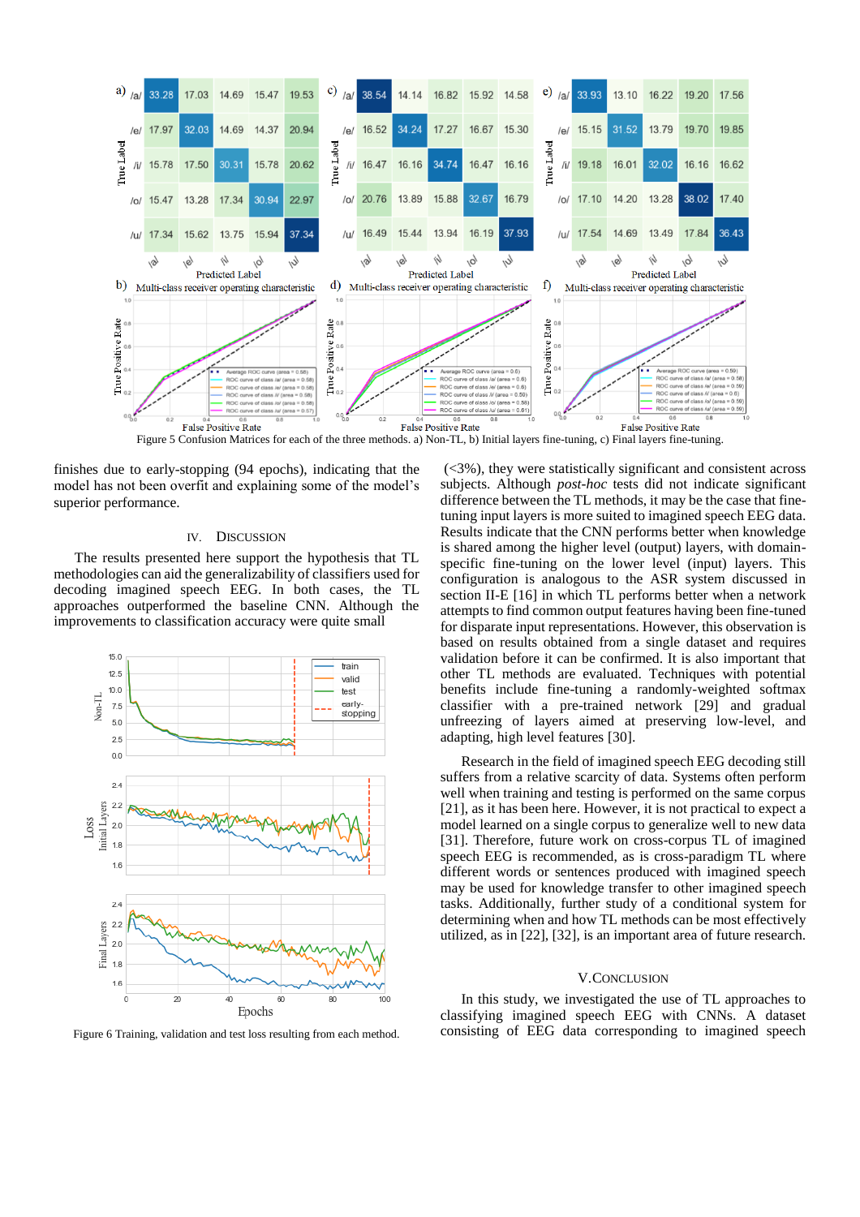Figure 5 Confusion Matrices for each of the three methods. a) Non-TL, b) Initial layers fine-tuning, c) Final layers fine-tuning.

finishes due to early-stopping (94 epochs), indicating that the model has not been overfit and explaining some of the model's superior performance.

## IV. DISCUSSION

The results presented here support the hypothesis that TL methodologies can aid the generalizability of classifiers used for decoding imagined speech EEG. In both cases, the TL approaches outperformed the baseline CNN. Although the improvements to classification accuracy were quite small

Figure 6 Training, validation and test loss resulting from each method.

(<3%), they were statistically significant and consistent across subjects. Although *post-hoc* tests did not indicate significant difference between the TL methods, it may be the case that fine-tuning input layers is more suited to imagined speech EEG data. Results indicate that the CNN performs better when knowledge is shared among the higher level (output) layers, with domain-specific fine-tuning on the lower level (input) layers. This configuration is analogous to the ASR system discussed in section II-E [16] in which TL performs better when a network attempts to find common output features having been fine-tuned for disparate input representations. However, this observation is based on results obtained from a single dataset and requires validation before it can be confirmed. It is also important that other TL methods are evaluated. Techniques with potential benefits include fine-tuning a randomly-weighted softmax classifier with a pre-trained network [29] and gradual unfreezing of layers aimed at preserving low-level, and adapting, high level features [30].

Research in the field of imagined speech EEG decoding still suffers from a relative scarcity of data. Systems often perform well when training and testing is performed on the same corpus [21], as it has been here. However, it is not practical to expect a model learned on a single corpus to generalize well to new data [31]. Therefore, future work on cross-corpus TL of imagined speech EEG is recommended, as is cross-paradigm TL where different words or sentences produced with imagined speech may be used for knowledge transfer to other imagined speech tasks. Additionally, further study of a conditional system for determining when and how TL methods can be most effectively utilized, as in [22], [32], is an important area of future research.

## V. CONCLUSION

In this study, we investigated the use of TL approaches to classifying imagined speech EEG with CNNs. A dataset consisting of EEG data corresponding to imagined speech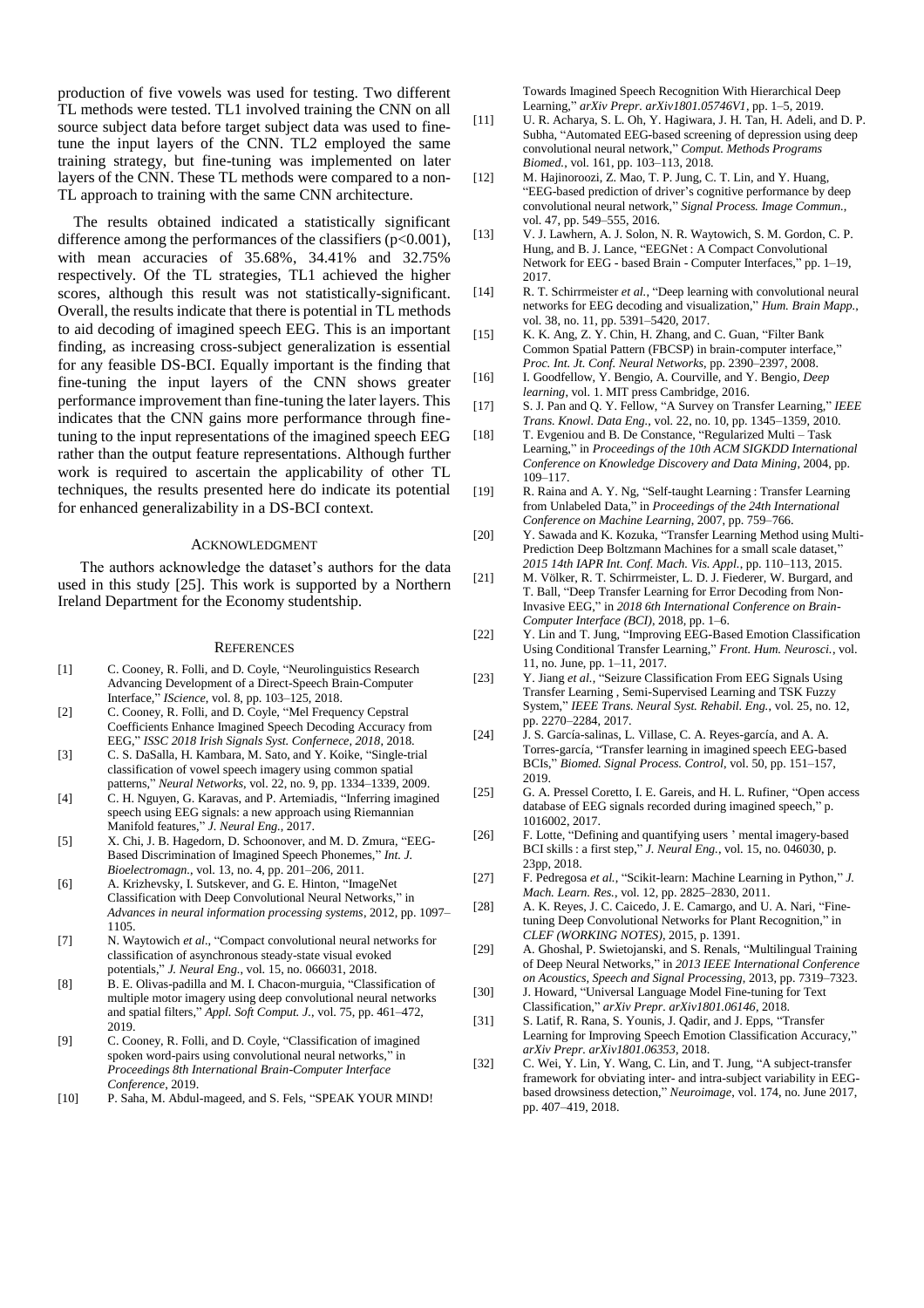production of five vowels was used for testing. Two different TL methods were tested. TL1 involved training the CNN on all source subject data before target subject data was used to fine-tune the input layers of the CNN. TL2 employed the same training strategy, but fine-tuning was implemented on later layers of the CNN. These TL methods were compared to a non-TL approach to training with the same CNN architecture.

The results obtained indicated a statistically significant difference among the performances of the classifiers ($p<0.001$), with mean accuracies of 35.68%, 34.41% and 32.75% respectively. Of the TL strategies, TL1 achieved the higher scores, although this result was not statistically-significant. Overall, the results indicate that there is potential in TL methods to aid decoding of imagined speech EEG. This is an important finding, as increasing cross-subject generalization is essential for any feasible DS-BCI. Equally important is the finding that fine-tuning the input layers of the CNN shows greater performance improvement than fine-tuning the later layers. This indicates that the CNN gains more performance through fine-tuning to the input representations of the imagined speech EEG rather than the output feature representations. Although further work is required to ascertain the applicability of other TL techniques, the results presented here do indicate its potential for enhanced generalizability in a DS-BCI context.

## ACKNOWLEDGMENT

The authors acknowledge the dataset's authors for the data used in this study [25]. This work is supported by a Northern Ireland Department for the Economy studentship.

## REFERENCES

[1] C. Cooney, R. Folli, and D. Coyle, "Neurolinguistics Research Advancing Development of a Direct-Speech Brain-Computer Interface," *IScience*, vol. 8, pp. 103–125, 2018.

[2] C. Cooney, R. Folli, and D. Coyle, "Mel Frequency Cepstral Coefficients Enhance Imagined Speech Decoding Accuracy from EEG," *ISSC 2018 Irish Signals Syst. Confernece, 2018*, 2018.

[3] C. S. DaSalla, H. Kambara, M. Sato, and Y. Koike, "Single-trial classification of vowel speech imagery using common spatial patterns," *Neural Networks*, vol. 22, no. 9, pp. 1334–1339, 2009.

[4] C. H. Nguyen, G. K. Karavas, and P. Artemiadis, "Inferring imagined speech using EEG signals: a new approach using Riemannian Manifold features," *J. Neural Eng.*, 2017.

[5] X. Chi, J. B. Hagedorn, D. Schoonover, and M. D. Zmura, "EEG-Based Discrimination of Imagined Speech Phonemes," *Int. J. Bioelectromagn.*, vol. 13, no. 4, pp. 201–206, 2011.

[6] A. Krizhevsky, I. Sutskever, and G. E. Hinton, "ImageNet Classification with Deep Convolutional Neural Networks," in *Advances in neural information processing systems*, 2012, pp. 1097–1105.

[7] N. Waytowich *et al.*, "Compact convolutional neural networks for classification of asynchronous steady-state visual evoked potentials," *J. Neural Eng.*, vol. 15, no. 066031, 2018.

[8] B. E. Olivas-padilla and M. I. Chacon-murguia, "Classification of multiple motor imagery using deep convolutional neural networks and spatial filters," *Appl. Soft Comput. J.*, vol. 75, pp. 461–472, 2019.

[9] C. Cooney, R. Folli, and D. Coyle, "Classification of imagined spoken word-pairs using convolutional neural networks," in *Proceedings 8th International Brain-Computer Interface Conference*, 2019.

[10] P. Saha, M. Abdul-mageed, and S. Fels, "SPEAK YOUR MIND! Towards Imagined Speech Recognition With Hierarchical Deep Learning," *arXiv Prepr. arXiv1801.05746V1*, pp. 1–5, 2019.

[11] U. R. Acharya, S. L. Oh, Y. Hagiwara, J. H. Tan, H. Adeli, and D. P. Subha, "Automated EEG-based screening of depression using deep convolutional neural network," *Comput. Methods Programs Biomed.*, vol. 161, pp. 103–113, 2018.

[12] M. Hajinoroozi, Z. Mao, T. P. Jung, C. T. Lin, and Y. Huang, "EEG-based prediction of driver's cognitive performance by deep convolutional neural network," *Signal Process. Image Commun.*, vol. 47, pp. 549–555, 2016.

[13] V. J. Lawhern, A. J. Solon, N. R. Waytowich, S. M. Gordon, C. P. Hung, and B. J. Lance, "EEGNet : A Compact Convolutional Network for EEG - based Brain - Computer Interfaces," pp. 1–19, 2017.

[14] R. T. Schirrmeister *et al.*, "Deep learning with convolutional neural networks for EEG decoding and visualization," *Hum. Brain Mapp.*, vol. 38, no. 11, pp. 5391–5420, 2017.

[15] K. K. Ang, Z. Y. Chin, H. Zhang, and C. Guan, "Filter Bank Common Spatial Pattern (FBCSP) in brain-computer interface," *Proc. Int. Jt. Conf. Neural Networks*, pp. 2390–2397, 2008.

[16] I. Goodfellow, Y. Bengio, A. Courville, and Y. Bengio, *Deep learning*, vol. 1. MIT press Cambridge, 2016.

[17] S. J. Pan and Q. Y. Fellow, "A Survey on Transfer Learning," *IEEE Trans. Knowl. Data Eng.*, vol. 22, no. 10, pp. 1345–1359, 2010.

[18] T. Evgeniou and B. De Constance, "Regularized Multi – Task Learning," in *Proceedings of the 10th ACM SIGKDD International Conference on Knowledge Discovery and Data Mining*, 2004, pp. 109–117.

[19] R. Raina and A. Y. Ng, "Self-taught Learning : Transfer Learning from Unlabeled Data," in *Proceedings of the 24th International Conference on Machine Learning*, 2007, pp. 759–766.

[20] Y. Sawada and K. Kozuka, "Transfer Learning Method using Multi-Prediction Deep Boltzmann Machines for a small scale dataset," *2015 14th IAPR Int. Conf. Mach. Vis. Appl.*, pp. 110–113, 2015.

[21] M. Völker, R. T. Schirrmeister, L. D. J. Fiederer, W. Burgard, and T. Ball, "Deep Transfer Learning for Error Decoding from Non-Invasive EEG," in *2018 6th International Conference on Brain-Computer Interface (BCI)*, 2018, pp. 1–6.

[22] Y. Lin and T. Jung, "Improving EEG-Based Emotion Classification Using Conditional Transfer Learning," *Front. Hum. Neurosci.*, vol. 11, no. June, pp. 1–11, 2017.

[23] Y. Jiang *et al.*, "Seizure Classification From EEG Signals Using Transfer Learning , Semi-Supervised Learning and TSK Fuzzy System," *IEEE Trans. Neural Syst. Rehabil. Eng.*, vol. 25, no. 12, pp. 2270–2284, 2017.

[24] J. S. García-salinas, L. Villase, C. A. Reyes-garcía, and A. A. Torres-garcía, "Transfer learning in imagined speech EEG-based BCIs," *Biomed. Signal Process. Control*, vol. 50, pp. 151–157, 2019.

[25] G. A. Pressel Coretto, I. E. Gareis, and H. L. Rufiner, "Open access database of EEG signals recorded during imagined speech," p. 1016002, 2017.

[26] F. Lotte, "Defining and quantifying users ' mental imagery-based BCI skills : a first step," *J. Neural Eng.*, vol. 15, no. 046030, p. 23pp, 2018.

[27] F. Pedregosa *et al.*, "Scikit-learn: Machine Learning in Python," *J. Mach. Learn. Res.*, vol. 12, pp. 2825–2830, 2011.

[28] A. K. Reyes, J. C. Caicedo, J. E. Camargo, and U. A. Nari, "Fine-tuning Deep Convolutional Networks for Plant Recognition," in *CLEF (WORKING NOTES)*, 2015, p. 1391.

[29] A. Ghoshal, P. Swietojanski, and S. Renals, "Multilingual Training of Deep Neural Networks," in *2013 IEEE International Conference on Acoustics, Speech and Signal Processing*, 2013, pp. 7319–7323.

[30] J. Howard, "Universal Language Model Fine-tuning for Text Classification," *arXiv Prepr. arXiv1801.06146*, 2018.

[31] S. Latif, R. Rana, S. Younis, J. Qadir, and J. Epps, "Transfer Learning for Improving Speech Emotion Classification Accuracy," *arXiv Prepr. arXiv1801.06353*, 2018.

[32] C. Wei, Y. Lin, Y. Wang, C. Lin, and T. Jung, "A subject-transfer framework for obviating inter- and intra-subject variability in EEG-based drowsiness detection," *Neuroimage*, vol. 174, no. June 2017, pp. 407–419, 2018.